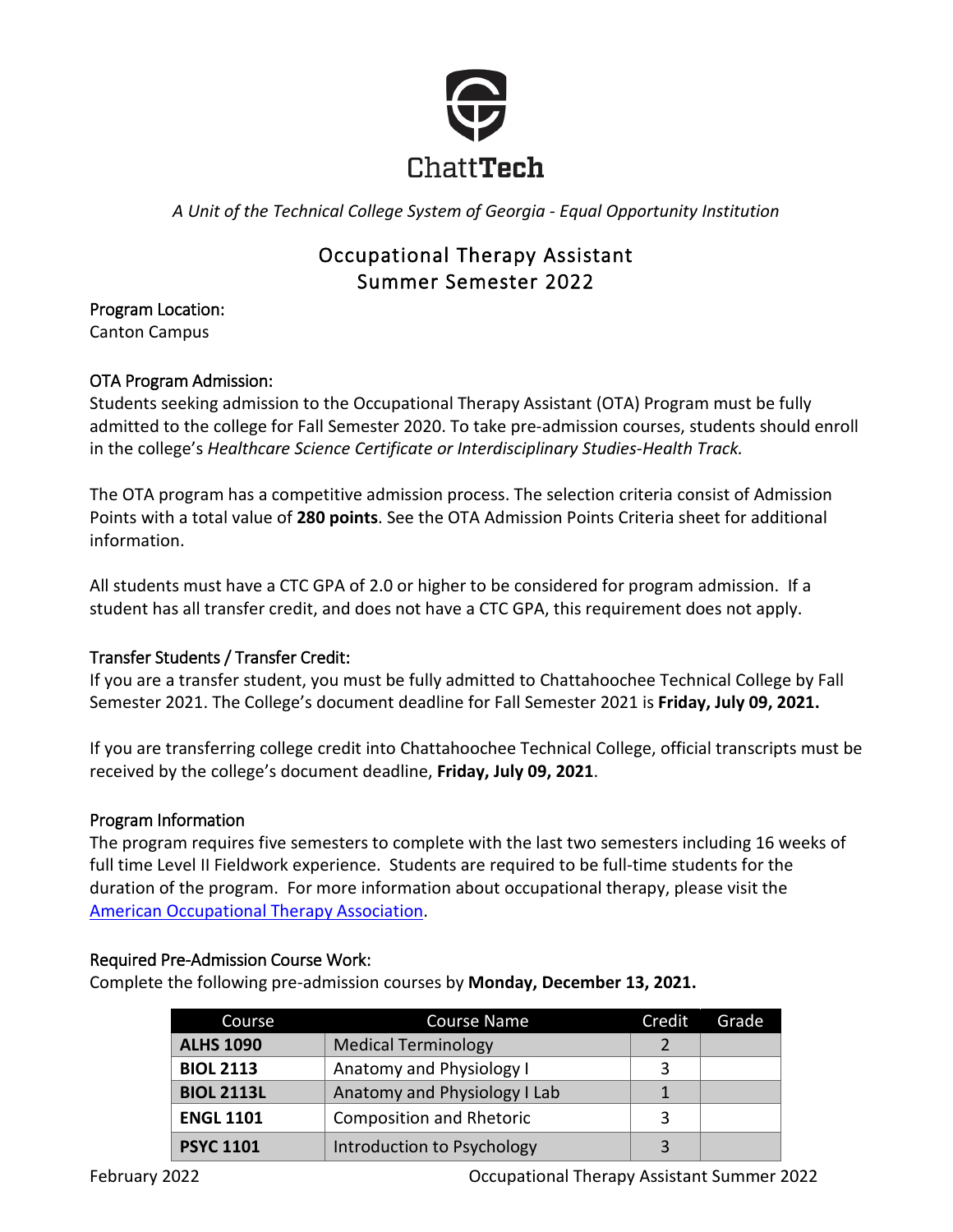ChattTech

*A Unit of the Technical College System of Georgia - Equal Opportunity Institution*

# Occupational Therapy Assistant
# Summer Semester 2022

## Program Location:

Canton Campus

## OTA Program Admission:

Students seeking admission to the Occupational Therapy Assistant (OTA) Program must be fully admitted to the college for Fall Semester 2020. To take pre-admission courses, students should enroll in the college's *Healthcare Science Certificate or Interdisciplinary Studies-Health Track.*

The OTA program has a competitive admission process. The selection criteria consist of Admission Points with a total value of **280 points**. See the OTA Admission Points Criteria sheet for additional information.

All students must have a CTC GPA of 2.0 or higher to be considered for program admission. If a student has all transfer credit, and does not have a CTC GPA, this requirement does not apply.

## Transfer Students / Transfer Credit:

If you are a transfer student, you must be fully admitted to Chattahoochee Technical College by Fall Semester 2021. The College's document deadline for Fall Semester 2021 is **Friday, July 09, 2021.**

If you are transferring college credit into Chattahoochee Technical College, official transcripts must be received by the college's document deadline, **Friday, July 09, 2021**.

## Program Information

The program requires five semesters to complete with the last two semesters including 16 weeks of full time Level II Fieldwork experience. Students are required to be full-time students for the duration of the program. For more information about occupational therapy, please visit the American Occupational Therapy Association.

## Required Pre-Admission Course Work:

Complete the following pre-admission courses by **Monday, December 13, 2021.**

| Course | Course Name | Credit | Grade |
|---|---|---|---|
| **ALHS 1090** | Medical Terminology | 2 | |
| **BIOL 2113** | Anatomy and Physiology I | 3 | |
| **BIOL 2113L** | Anatomy and Physiology I Lab | 1 | |
| **ENGL 1101** | Composition and Rhetoric | 3 | |
| **PSYC 1101** | Introduction to Psychology | 3 | |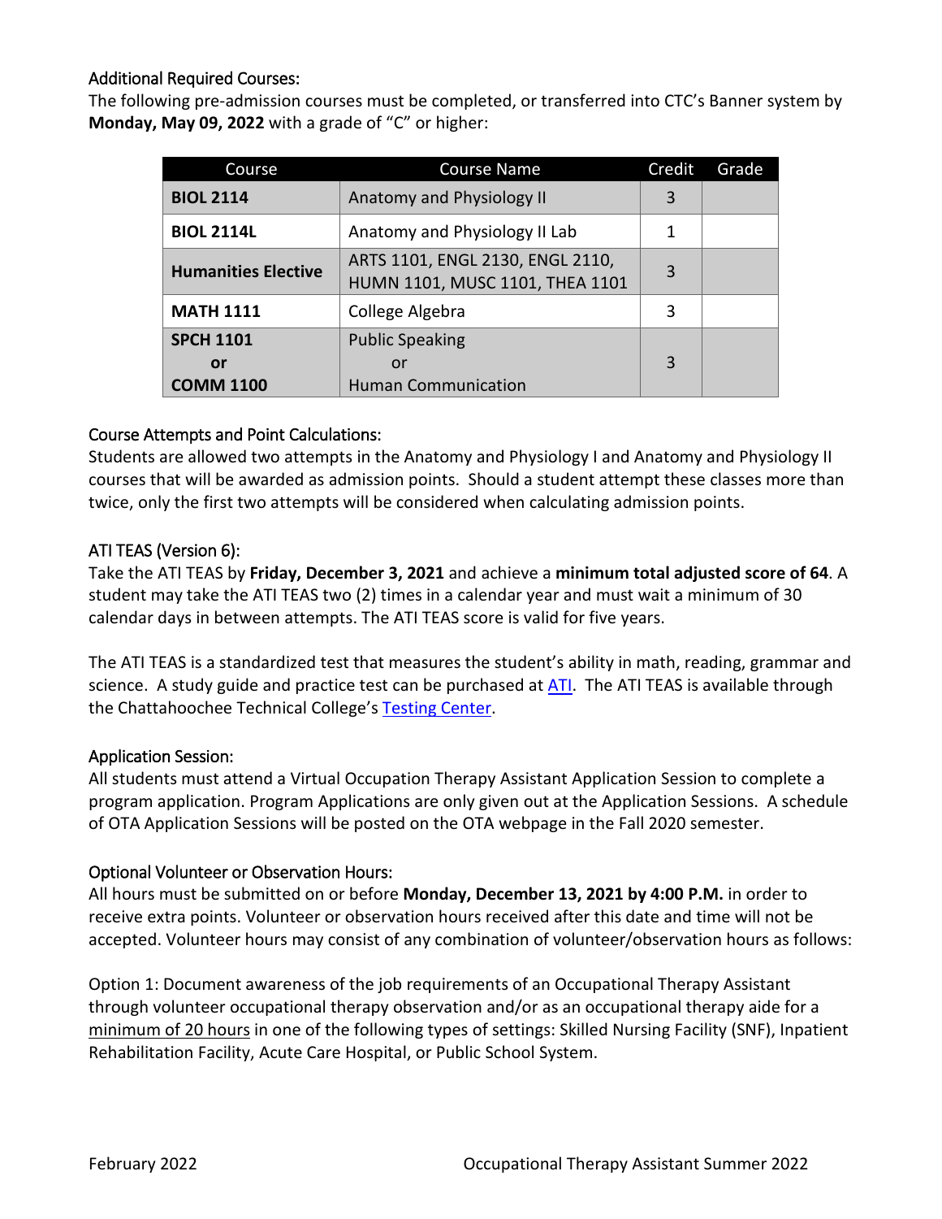## Additional Required Courses:

The following pre-admission courses must be completed, or transferred into CTC's Banner system by **Monday, May 09, 2022** with a grade of "C" or higher:

| Course | Course Name | Credit | Grade |
|---|---|---|---|
| **BIOL 2114** | Anatomy and Physiology II | 3 | |
| **BIOL 2114L** | Anatomy and Physiology II Lab | 1 | |
| **Humanities Elective** | ARTS 1101, ENGL 2130, ENGL 2110, HUMN 1101, MUSC 1101, THEA 1101 | 3 | |
| **MATH 1111** | College Algebra | 3 | |
| **SPCH 1101** or **COMM 1100** | Public Speaking or Human Communication | 3 | |

## Course Attempts and Point Calculations:

Students are allowed two attempts in the Anatomy and Physiology I and Anatomy and Physiology II courses that will be awarded as admission points. Should a student attempt these classes more than twice, only the first two attempts will be considered when calculating admission points.

## ATI TEAS (Version 6):

Take the ATI TEAS by **Friday, December 3, 2021** and achieve a **minimum total adjusted score of 64**. A student may take the ATI TEAS two (2) times in a calendar year and must wait a minimum of 30 calendar days in between attempts. The ATI TEAS score is valid for five years.

The ATI TEAS is a standardized test that measures the student's ability in math, reading, grammar and science. A study guide and practice test can be purchased at ATI. The ATI TEAS is available through the Chattahoochee Technical College's Testing Center.

## Application Session:

All students must attend a Virtual Occupation Therapy Assistant Application Session to complete a program application. Program Applications are only given out at the Application Sessions. A schedule of OTA Application Sessions will be posted on the OTA webpage in the Fall 2020 semester.

## Optional Volunteer or Observation Hours:

All hours must be submitted on or before **Monday, December 13, 2021 by 4:00 P.M.** in order to receive extra points. Volunteer or observation hours received after this date and time will not be accepted. Volunteer hours may consist of any combination of volunteer/observation hours as follows:

Option 1: Document awareness of the job requirements of an Occupational Therapy Assistant through volunteer occupational therapy observation and/or as an occupational therapy aide for a minimum of 20 hours in one of the following types of settings: Skilled Nursing Facility (SNF), Inpatient Rehabilitation Facility, Acute Care Hospital, or Public School System.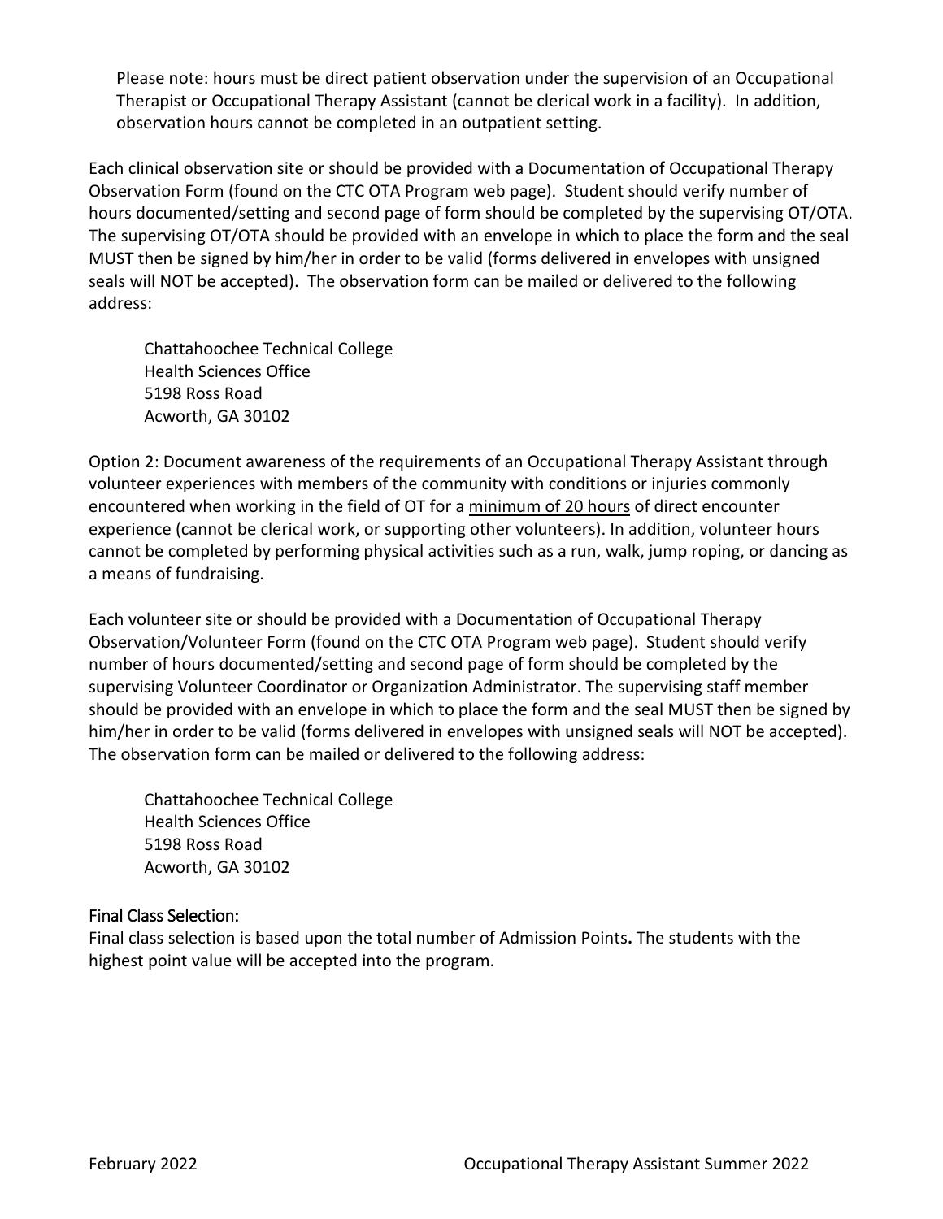Please note: hours must be direct patient observation under the supervision of an Occupational Therapist or Occupational Therapy Assistant (cannot be clerical work in a facility). In addition, observation hours cannot be completed in an outpatient setting.

Each clinical observation site or should be provided with a Documentation of Occupational Therapy Observation Form (found on the CTC OTA Program web page). Student should verify number of hours documented/setting and second page of form should be completed by the supervising OT/OTA. The supervising OT/OTA should be provided with an envelope in which to place the form and the seal MUST then be signed by him/her in order to be valid (forms delivered in envelopes with unsigned seals will NOT be accepted). The observation form can be mailed or delivered to the following address:

Chattahoochee Technical College
Health Sciences Office
5198 Ross Road
Acworth, GA 30102

Option 2: Document awareness of the requirements of an Occupational Therapy Assistant through volunteer experiences with members of the community with conditions or injuries commonly encountered when working in the field of OT for a minimum of 20 hours of direct encounter experience (cannot be clerical work, or supporting other volunteers). In addition, volunteer hours cannot be completed by performing physical activities such as a run, walk, jump roping, or dancing as a means of fundraising.

Each volunteer site or should be provided with a Documentation of Occupational Therapy Observation/Volunteer Form (found on the CTC OTA Program web page). Student should verify number of hours documented/setting and second page of form should be completed by the supervising Volunteer Coordinator or Organization Administrator. The supervising staff member should be provided with an envelope in which to place the form and the seal MUST then be signed by him/her in order to be valid (forms delivered in envelopes with unsigned seals will NOT be accepted). The observation form can be mailed or delivered to the following address:

Chattahoochee Technical College
Health Sciences Office
5198 Ross Road
Acworth, GA 30102

### Final Class Selection:

Final class selection is based upon the total number of Admission Points**.** The students with the highest point value will be accepted into the program.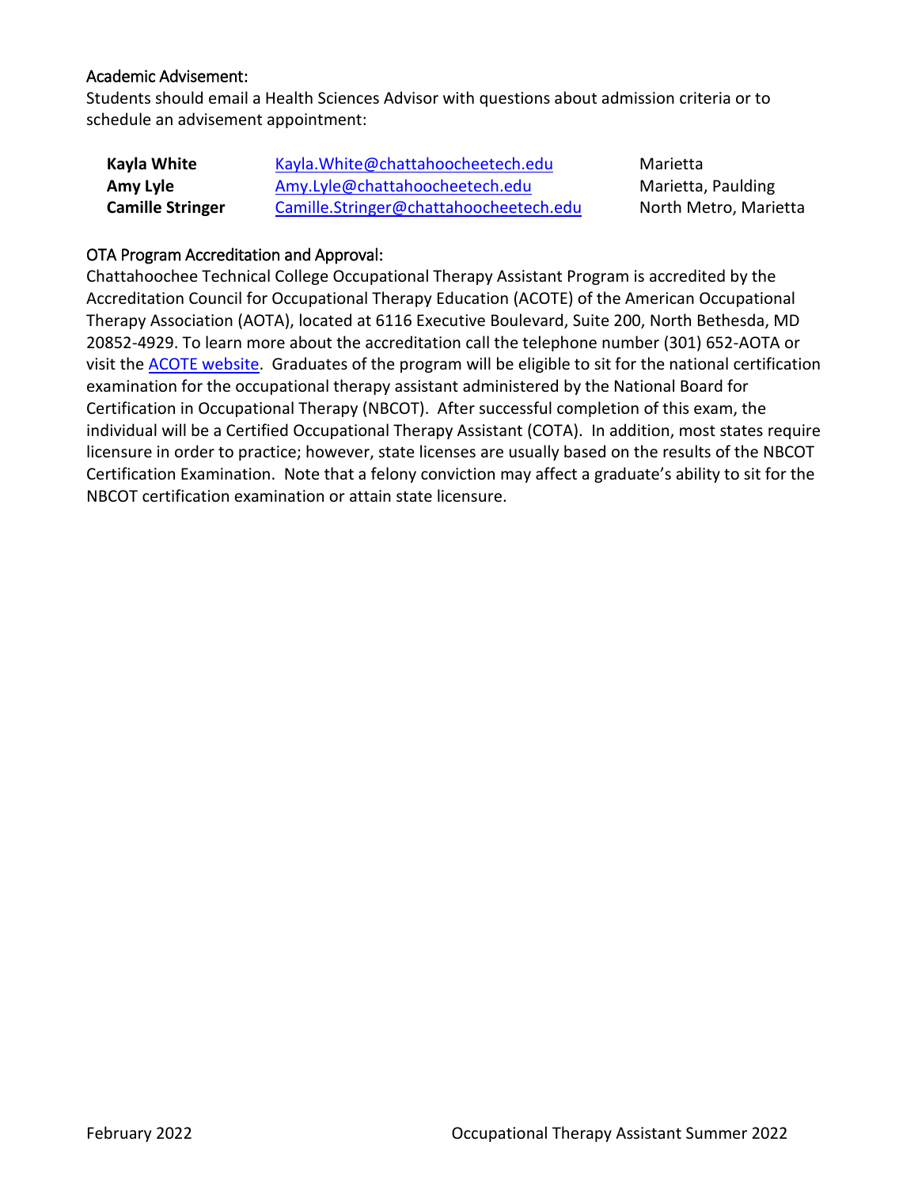Academic Advisement:

Students should email a Health Sciences Advisor with questions about admission criteria or to schedule an advisement appointment:

| | | |
|---|---|---|
| **Kayla White** | Kayla.White@chattahoocheetech.edu | Marietta |
| **Amy Lyle** | Amy.Lyle@chattahoocheetech.edu | Marietta, Paulding |
| **Camille Stringer** | Camille.Stringer@chattahoocheetech.edu | North Metro, Marietta |

OTA Program Accreditation and Approval:

Chattahoochee Technical College Occupational Therapy Assistant Program is accredited by the Accreditation Council for Occupational Therapy Education (ACOTE) of the American Occupational Therapy Association (AOTA), located at 6116 Executive Boulevard, Suite 200, North Bethesda, MD 20852-4929. To learn more about the accreditation call the telephone number (301) 652-AOTA or visit the ACOTE website. Graduates of the program will be eligible to sit for the national certification examination for the occupational therapy assistant administered by the National Board for Certification in Occupational Therapy (NBCOT). After successful completion of this exam, the individual will be a Certified Occupational Therapy Assistant (COTA). In addition, most states require licensure in order to practice; however, state licenses are usually based on the results of the NBCOT Certification Examination. Note that a felony conviction may affect a graduate's ability to sit for the NBCOT certification examination or attain state licensure.